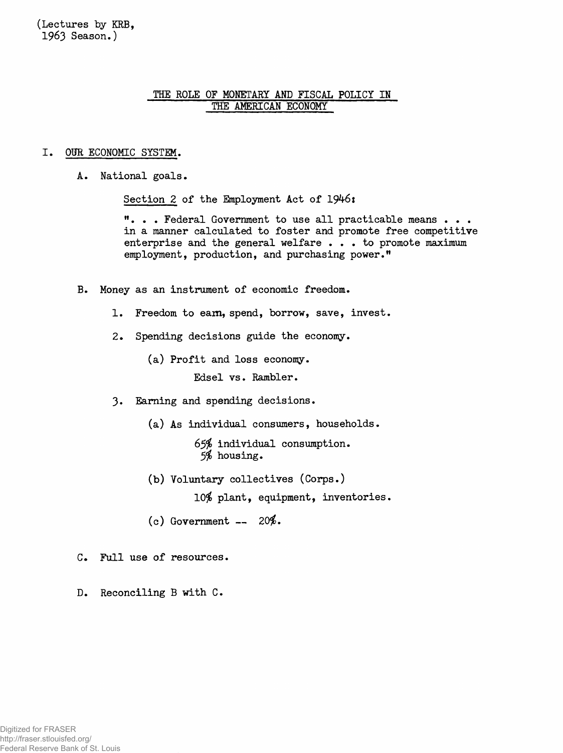(Lectures by KRB, 1963 Season.)

# THE ROLE OF MONETARY AND FISCAL POLICY IN THE AMERICAN ECONOMY

I. OUR ECONOMIC SYSTEM.

A. National goals.

Section 2 of the Employment Act of 1946:

". . . Federal Government to use all practicable means . . . in a manner calculated to foster and promote free competitive enterprise and the general welfare . . . to promote maximum employment, production, and purchasing power."

B. Money as an instrument of economic freedom.

1. Freedom to earn, spend, borrow, save, invest.

2. Spending decisions guide the economy.

   (a) Profit and loss economy.

   Edsel vs. Rambler.

3. Earning and spending decisions.

   (a) As individual consumers, households.

   65% individual consumption.
   5% housing.

   (b) Voluntary collectives (Corps.)

   10% plant, equipment, inventories.

   (c) Government -- 20%.

C. Full use of resources.

D. Reconciling B with C.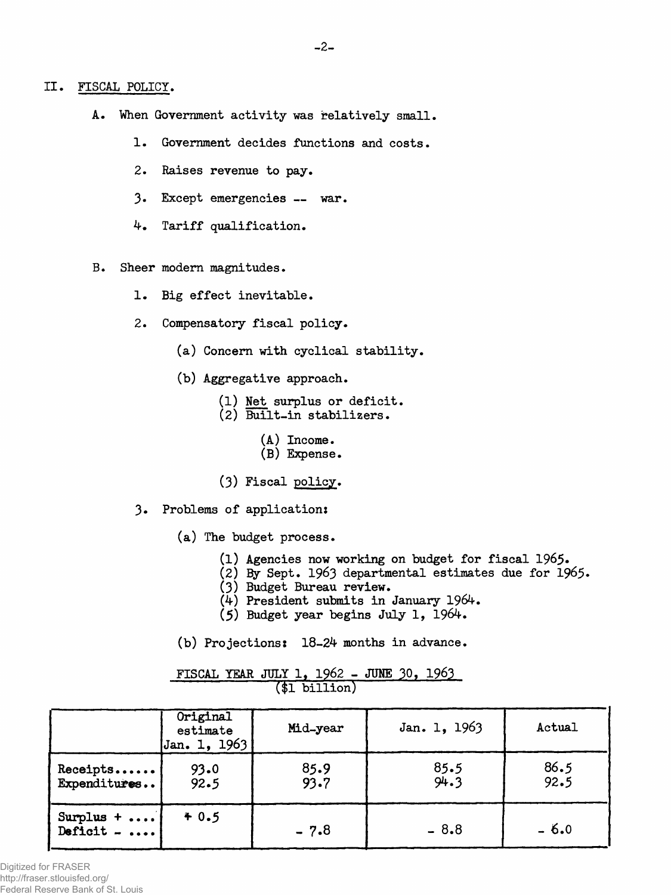## II. FISCAL POLICY.

A. When Government activity was relatively small.

1. Government decides functions and costs.

2. Raises revenue to pay.

3. Except emergencies -- war.

4. Tariff qualification.

B. Sheer modern magnitudes.

1. Big effect inevitable.

2. Compensatory fiscal policy.

(a) Concern with cyclical stability.

(b) Aggregative approach.

(1) Net surplus or deficit.
(2) Built-in stabilizers.

(A) Income.
(B) Expense.

(3) Fiscal policy.

3. Problems of application:

(a) The budget process.

(1) Agencies now working on budget for fiscal 1965.
(2) By Sept. 1963 departmental estimates due for 1965.
(3) Budget Bureau review.
(4) President submits in January 1964.
(5) Budget year begins July 1, 1964.

(b) Projections: 18-24 months in advance.

FISCAL YEAR JULY 1, 1962 - JUNE 30, 1963
($1 billion)

| | Original estimate Jan. 1, 1963 | Mid-year | Jan. 1, 1963 | Actual |
|---|---|---|---|---|
| Receipts...... | 93.0 | 85.9 | 85.5 | 86.5 |
| Expenditures.. | 92.5 | 93.7 | 94.3 | 92.5 |
| Surplus + .... | + 0.5 | | | |
| Deficit - .... | | - 7.8 | - 8.8 | - 6.0 |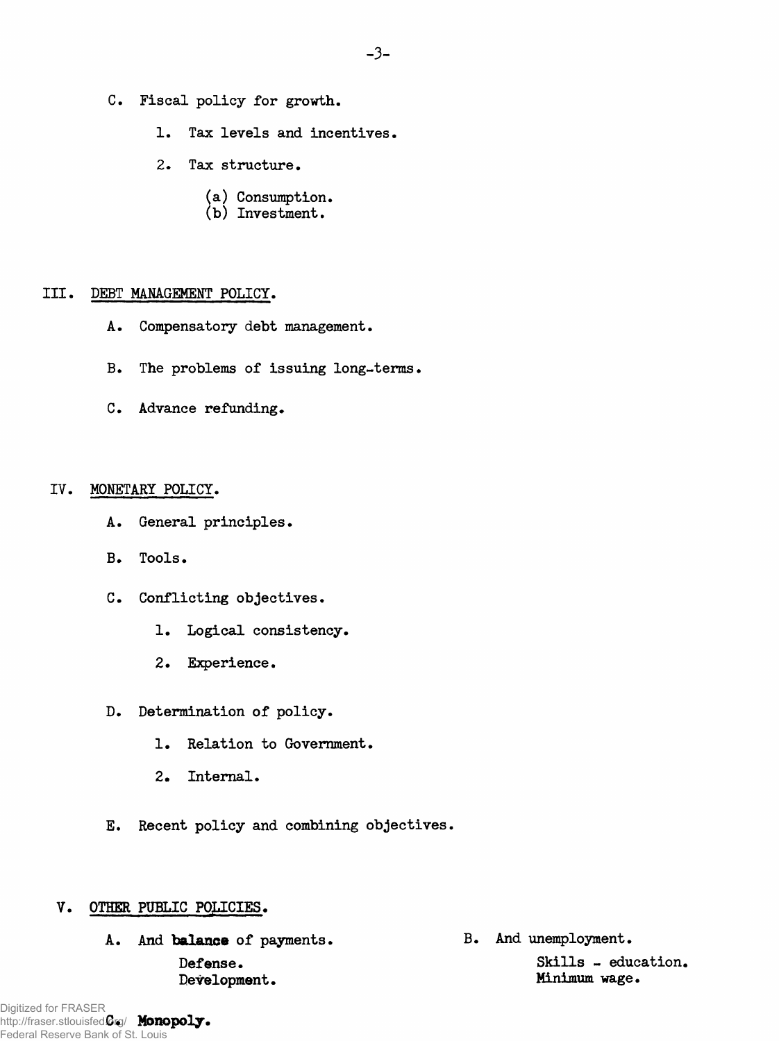C. Fiscal policy for growth.

    1. Tax levels and incentives.

    2. Tax structure.

        (a) Consumption.
        (b) Investment.

III. DEBT MANAGEMENT POLICY.

    A. Compensatory debt management.

    B. The problems of issuing long-terms.

    C. Advance refunding.

IV. MONETARY POLICY.

    A. General principles.

    B. Tools.

    C. Conflicting objectives.

        1. Logical consistency.

        2. Experience.

    D. Determination of policy.

        1. Relation to Government.

        2. Internal.

    E. Recent policy and combining objectives.

V. OTHER PUBLIC POLICIES.

    A. And **balance** of payments.

        Defense.
        Development.

    B. And unemployment.

        Skills - education.
        Minimum wage.

    **C. Monopoly.**